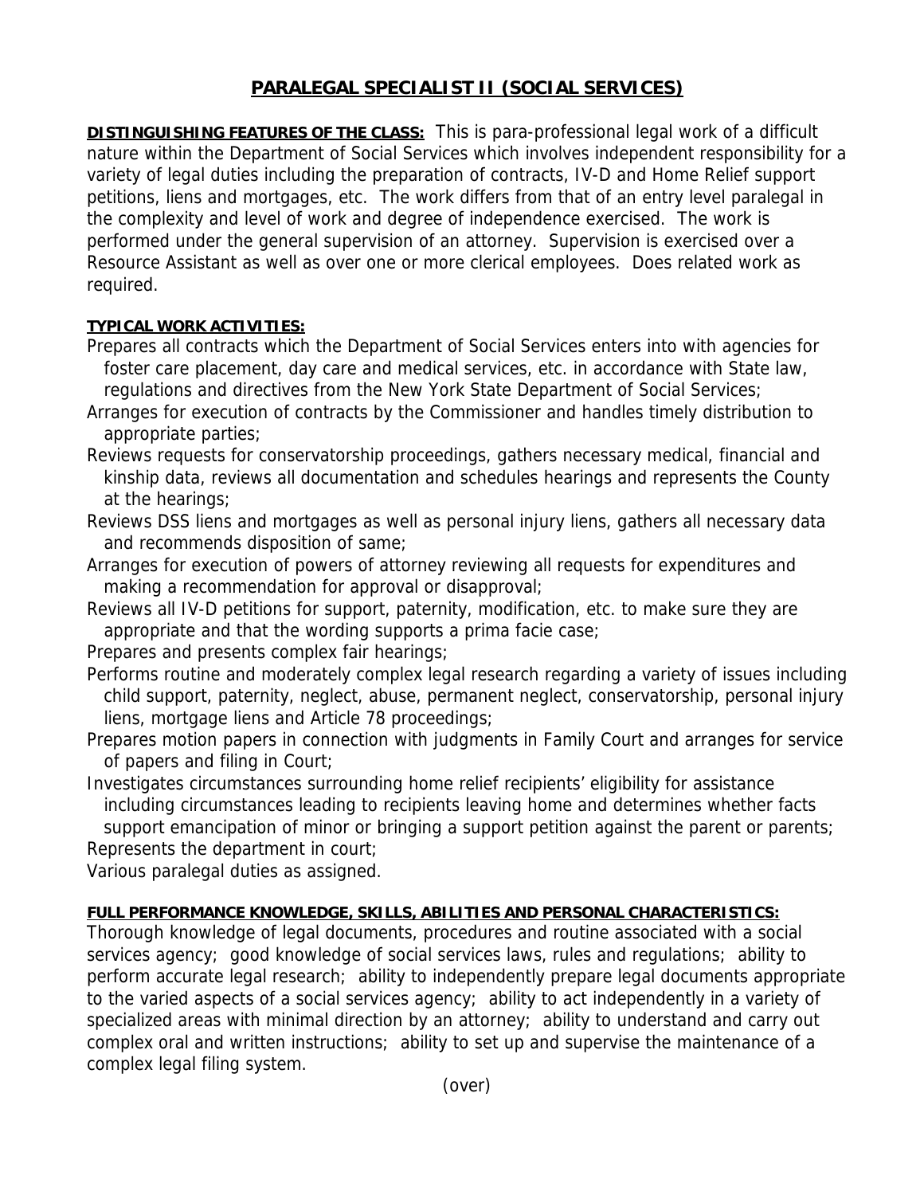# PARALEGAL SPECIALIST II (SOCIAL SERVICES)

**DISTINGUISHING FEATURES OF THE CLASS:** This is para-professional legal work of a difficult nature within the Department of Social Services which involves independent responsibility for a variety of legal duties including the preparation of contracts, IV-D and Home Relief support petitions, liens and mortgages, etc. The work differs from that of an entry level paralegal in the complexity and level of work and degree of independence exercised. The work is performed under the general supervision of an attorney. Supervision is exercised over a Resource Assistant as well as over one or more clerical employees. Does related work as required.

**TYPICAL WORK ACTIVITIES:**

Prepares all contracts which the Department of Social Services enters into with agencies for foster care placement, day care and medical services, etc. in accordance with State law, regulations and directives from the New York State Department of Social Services;

Arranges for execution of contracts by the Commissioner and handles timely distribution to appropriate parties;

Reviews requests for conservatorship proceedings, gathers necessary medical, financial and kinship data, reviews all documentation and schedules hearings and represents the County at the hearings;

Reviews DSS liens and mortgages as well as personal injury liens, gathers all necessary data and recommends disposition of same;

Arranges for execution of powers of attorney reviewing all requests for expenditures and making a recommendation for approval or disapproval;

Reviews all IV-D petitions for support, paternity, modification, etc. to make sure they are appropriate and that the wording supports a prima facie case;

Prepares and presents complex fair hearings;

Performs routine and moderately complex legal research regarding a variety of issues including child support, paternity, neglect, abuse, permanent neglect, conservatorship, personal injury liens, mortgage liens and Article 78 proceedings;

Prepares motion papers in connection with judgments in Family Court and arranges for service of papers and filing in Court;

Investigates circumstances surrounding home relief recipients' eligibility for assistance including circumstances leading to recipients leaving home and determines whether facts support emancipation of minor or bringing a support petition against the parent or parents;

Represents the department in court;

Various paralegal duties as assigned.

**FULL PERFORMANCE KNOWLEDGE, SKILLS, ABILITIES AND PERSONAL CHARACTERISTICS:**

Thorough knowledge of legal documents, procedures and routine associated with a social services agency; good knowledge of social services laws, rules and regulations; ability to perform accurate legal research; ability to independently prepare legal documents appropriate to the varied aspects of a social services agency; ability to act independently in a variety of specialized areas with minimal direction by an attorney; ability to understand and carry out complex oral and written instructions; ability to set up and supervise the maintenance of a complex legal filing system.

(over)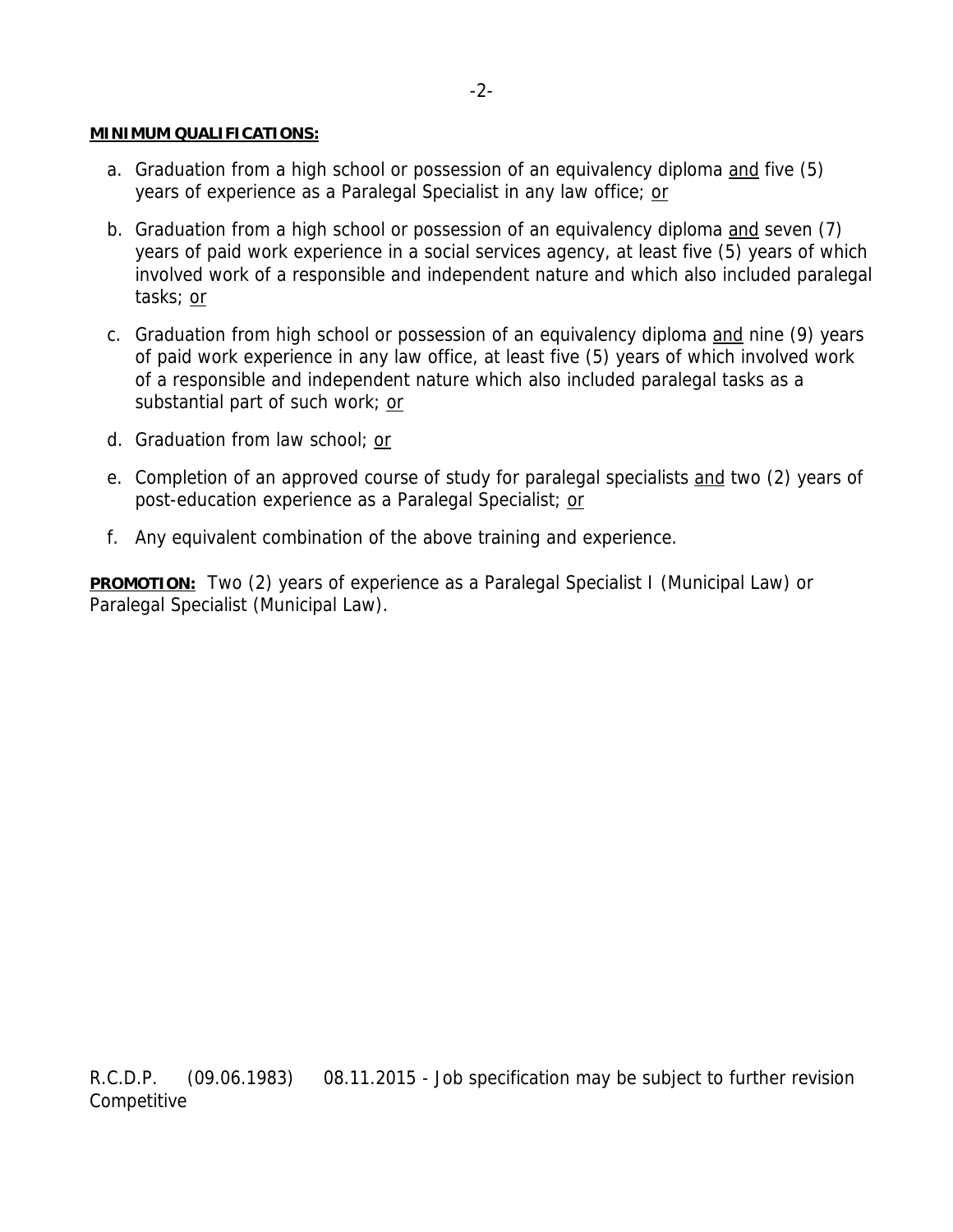**MINIMUM QUALIFICATIONS:**

a. Graduation from a high school or possession of an equivalency diploma <u>and</u> five (5) years of experience as a Paralegal Specialist in any law office; <u>or</u>

b. Graduation from a high school or possession of an equivalency diploma <u>and</u> seven (7) years of paid work experience in a social services agency, at least five (5) years of which involved work of a responsible and independent nature and which also included paralegal tasks; <u>or</u>

c. Graduation from high school or possession of an equivalency diploma <u>and</u> nine (9) years of paid work experience in any law office, at least five (5) years of which involved work of a responsible and independent nature which also included paralegal tasks as a substantial part of such work; <u>or</u>

d. Graduation from law school; <u>or</u>

e. Completion of an approved course of study for paralegal specialists <u>and</u> two (2) years of post-education experience as a Paralegal Specialist; <u>or</u>

f. Any equivalent combination of the above training and experience.

**PROMOTION:** Two (2) years of experience as a Paralegal Specialist I (Municipal Law) or Paralegal Specialist (Municipal Law).

R.C.D.P. (09.06.1983) 08.11.2015 - Job specification may be subject to further revision
Competitive